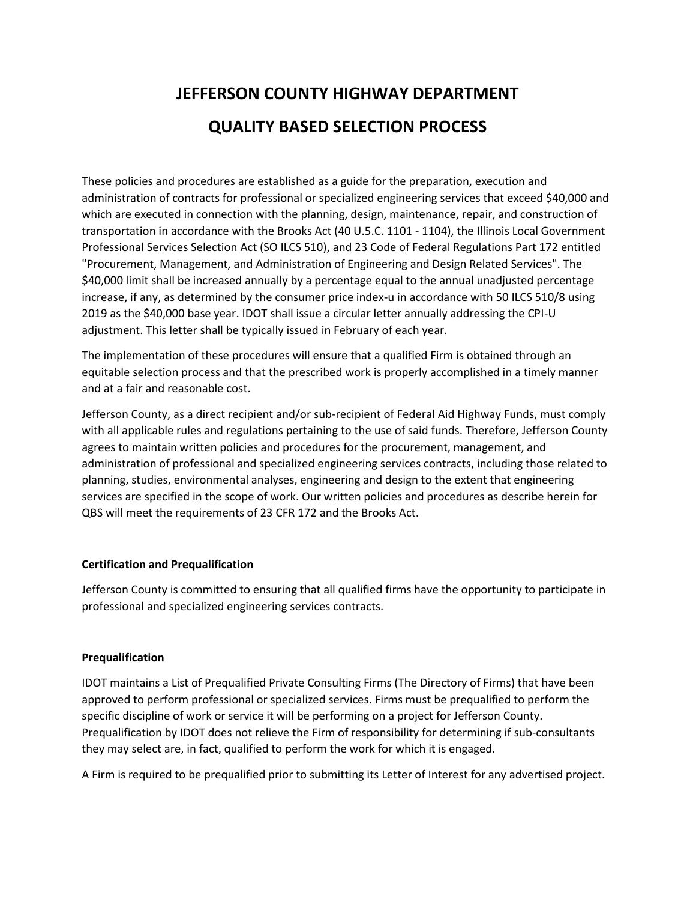# JEFFERSON COUNTY HIGHWAY DEPARTMENT

# QUALITY BASED SELECTION PROCESS

These policies and procedures are established as a guide for the preparation, execution and administration of contracts for professional or specialized engineering services that exceed $40,000 and which are executed in connection with the planning, design, maintenance, repair, and construction of transportation in accordance with the Brooks Act (40 U.S.C. 1101 - 1104), the Illinois Local Government Professional Services Selection Act (SO ILCS 510), and 23 Code of Federal Regulations Part 172 entitled "Procurement, Management, and Administration of Engineering and Design Related Services". The $40,000 limit shall be increased annually by a percentage equal to the annual unadjusted percentage increase, if any, as determined by the consumer price index-u in accordance with 50 ILCS 510/8 using 2019 as the $40,000 base year. IDOT shall issue a circular letter annually addressing the CPI-U adjustment. This letter shall be typically issued in February of each year.

The implementation of these procedures will ensure that a qualified Firm is obtained through an equitable selection process and that the prescribed work is properly accomplished in a timely manner and at a fair and reasonable cost.

Jefferson County, as a direct recipient and/or sub-recipient of Federal Aid Highway Funds, must comply with all applicable rules and regulations pertaining to the use of said funds. Therefore, Jefferson County agrees to maintain written policies and procedures for the procurement, management, and administration of professional and specialized engineering services contracts, including those related to planning, studies, environmental analyses, engineering and design to the extent that engineering services are specified in the scope of work. Our written policies and procedures as describe herein for QBS will meet the requirements of 23 CFR 172 and the Brooks Act.

**Certification and Prequalification**

Jefferson County is committed to ensuring that all qualified firms have the opportunity to participate in professional and specialized engineering services contracts.

**Prequalification**

IDOT maintains a List of Prequalified Private Consulting Firms (The Directory of Firms) that have been approved to perform professional or specialized services. Firms must be prequalified to perform the specific discipline of work or service it will be performing on a project for Jefferson County. Prequalification by IDOT does not relieve the Firm of responsibility for determining if sub-consultants they may select are, in fact, qualified to perform the work for which it is engaged.

A Firm is required to be prequalified prior to submitting its Letter of Interest for any advertised project.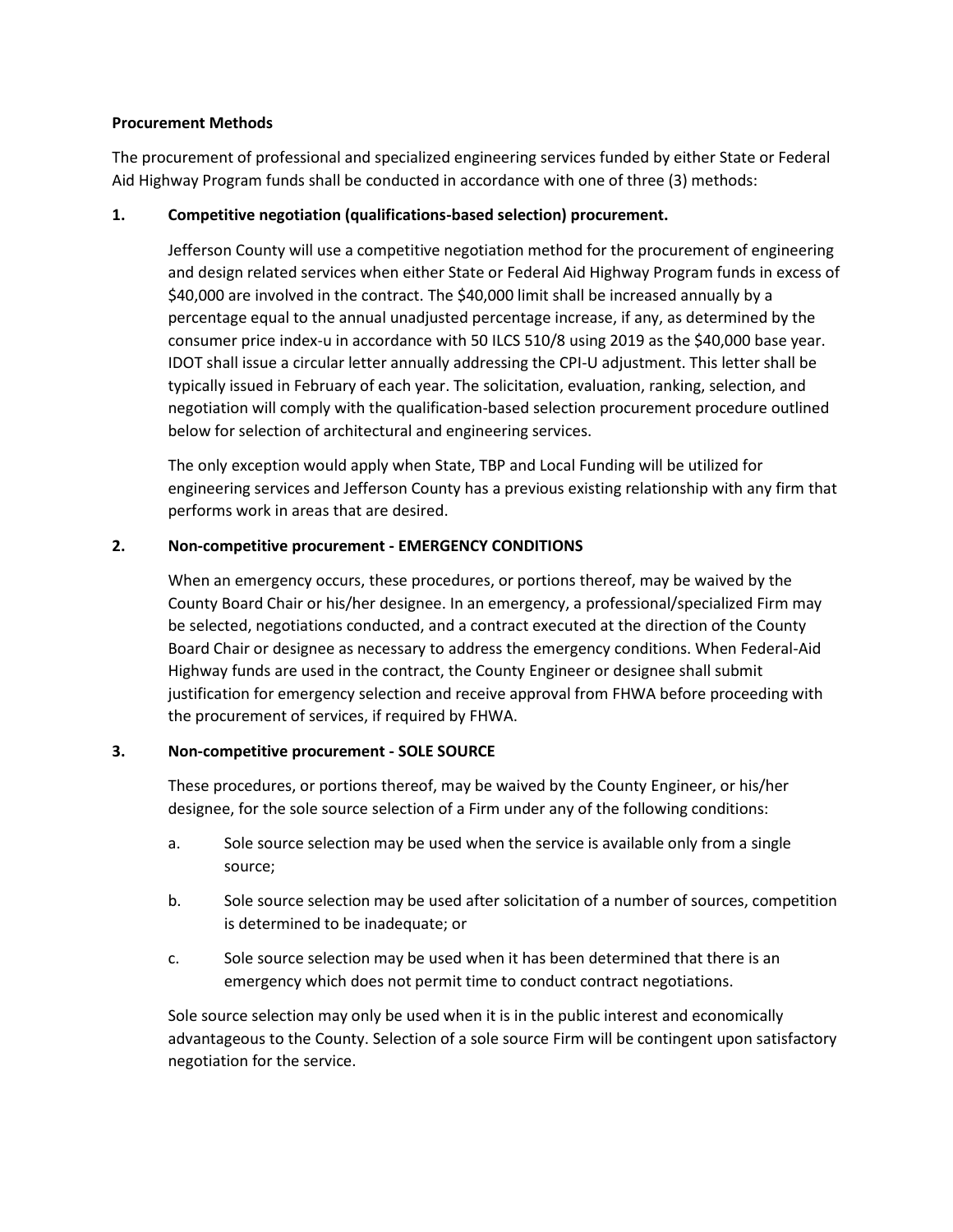**Procurement Methods**

The procurement of professional and specialized engineering services funded by either State or Federal Aid Highway Program funds shall be conducted in accordance with one of three (3) methods:

**1. Competitive negotiation (qualifications-based selection) procurement.**

Jefferson County will use a competitive negotiation method for the procurement of engineering and design related services when either State or Federal Aid Highway Program funds in excess of $40,000 are involved in the contract. The $40,000 limit shall be increased annually by a percentage equal to the annual unadjusted percentage increase, if any, as determined by the consumer price index-u in accordance with 50 ILCS 510/8 using 2019 as the $40,000 base year. IDOT shall issue a circular letter annually addressing the CPI-U adjustment. This letter shall be typically issued in February of each year. The solicitation, evaluation, ranking, selection, and negotiation will comply with the qualification-based selection procurement procedure outlined below for selection of architectural and engineering services.

The only exception would apply when State, TBP and Local Funding will be utilized for engineering services and Jefferson County has a previous existing relationship with any firm that performs work in areas that are desired.

**2. Non-competitive procurement - EMERGENCY CONDITIONS**

When an emergency occurs, these procedures, or portions thereof, may be waived by the County Board Chair or his/her designee. In an emergency, a professional/specialized Firm may be selected, negotiations conducted, and a contract executed at the direction of the County Board Chair or designee as necessary to address the emergency conditions. When Federal-Aid Highway funds are used in the contract, the County Engineer or designee shall submit justification for emergency selection and receive approval from FHWA before proceeding with the procurement of services, if required by FHWA.

**3. Non-competitive procurement - SOLE SOURCE**

These procedures, or portions thereof, may be waived by the County Engineer, or his/her designee, for the sole source selection of a Firm under any of the following conditions:

a. Sole source selection may be used when the service is available only from a single source;

b. Sole source selection may be used after solicitation of a number of sources, competition is determined to be inadequate; or

c. Sole source selection may be used when it has been determined that there is an emergency which does not permit time to conduct contract negotiations.

Sole source selection may only be used when it is in the public interest and economically advantageous to the County. Selection of a sole source Firm will be contingent upon satisfactory negotiation for the service.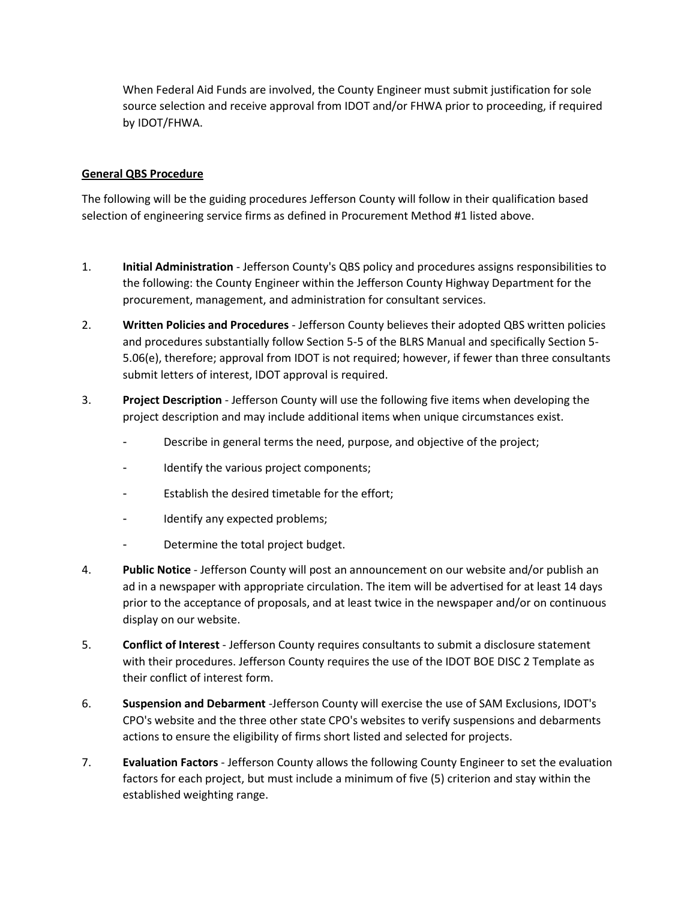When Federal Aid Funds are involved, the County Engineer must submit justification for sole source selection and receive approval from IDOT and/or FHWA prior to proceeding, if required by IDOT/FHWA.

**General QBS Procedure**

The following will be the guiding procedures Jefferson County will follow in their qualification based selection of engineering service firms as defined in Procurement Method #1 listed above.

1. **Initial Administration** - Jefferson County's QBS policy and procedures assigns responsibilities to the following: the County Engineer within the Jefferson County Highway Department for the procurement, management, and administration for consultant services.

2. **Written Policies and Procedures** - Jefferson County believes their adopted QBS written policies and procedures substantially follow Section 5-5 of the BLRS Manual and specifically Section 5-5.06(e), therefore; approval from IDOT is not required; however, if fewer than three consultants submit letters of interest, IDOT approval is required.

3. **Project Description** - Jefferson County will use the following five items when developing the project description and may include additional items when unique circumstances exist.
   - Describe in general terms the need, purpose, and objective of the project;
   - Identify the various project components;
   - Establish the desired timetable for the effort;
   - Identify any expected problems;
   - Determine the total project budget.

4. **Public Notice** - Jefferson County will post an announcement on our website and/or publish an ad in a newspaper with appropriate circulation. The item will be advertised for at least 14 days prior to the acceptance of proposals, and at least twice in the newspaper and/or on continuous display on our website.

5. **Conflict of Interest** - Jefferson County requires consultants to submit a disclosure statement with their procedures. Jefferson County requires the use of the IDOT BOE DISC 2 Template as their conflict of interest form.

6. **Suspension and Debarment** -Jefferson County will exercise the use of SAM Exclusions, IDOT's CPO's website and the three other state CPO's websites to verify suspensions and debarments actions to ensure the eligibility of firms short listed and selected for projects.

7. **Evaluation Factors** - Jefferson County allows the following County Engineer to set the evaluation factors for each project, but must include a minimum of five (5) criterion and stay within the established weighting range.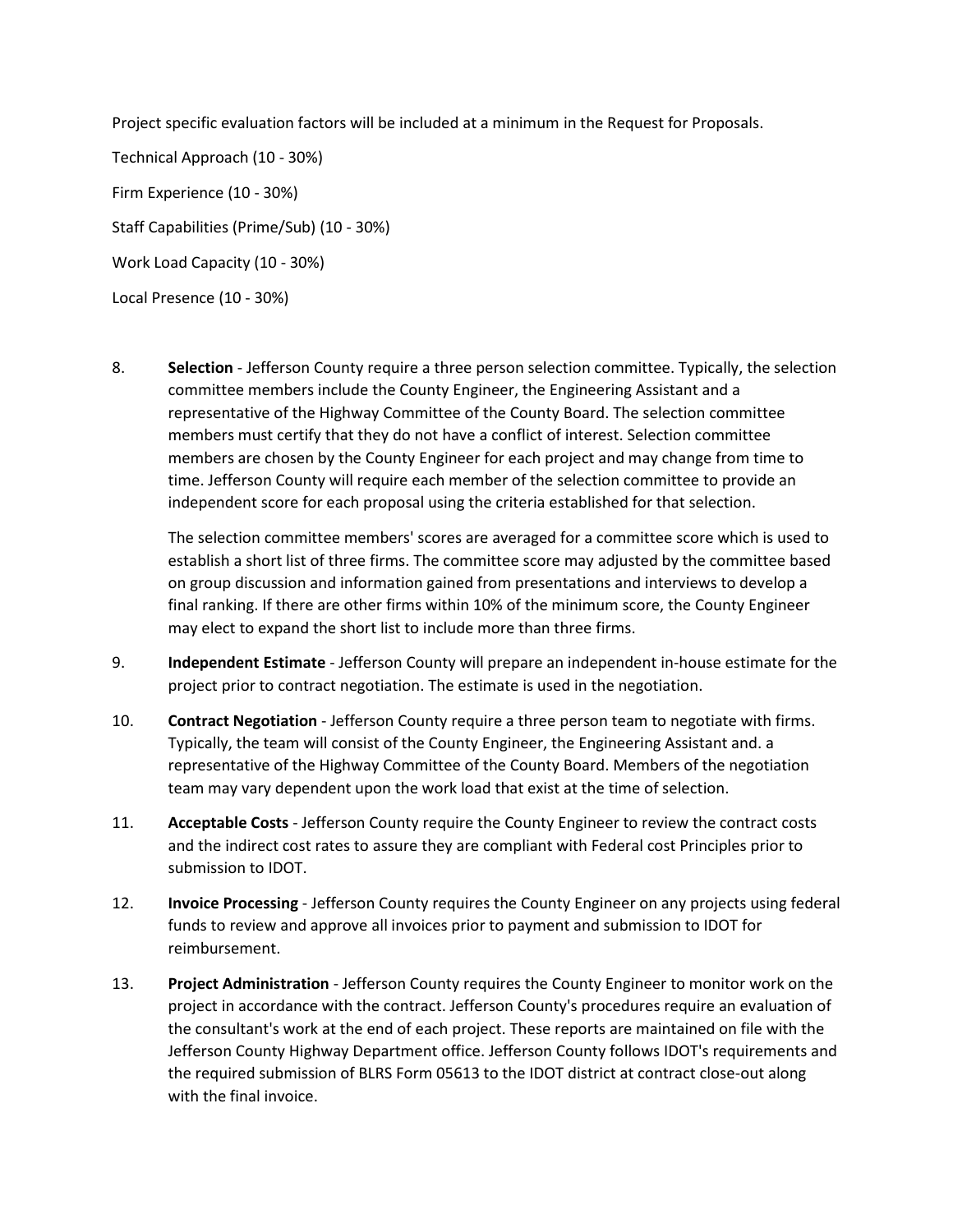Project specific evaluation factors will be included at a minimum in the Request for Proposals.

Technical Approach (10 - 30%)

Firm Experience (10 - 30%)

Staff Capabilities (Prime/Sub) (10 - 30%)

Work Load Capacity (10 - 30%)

Local Presence (10 - 30%)

8. **Selection** - Jefferson County require a three person selection committee. Typically, the selection committee members include the County Engineer, the Engineering Assistant and a representative of the Highway Committee of the County Board. The selection committee members must certify that they do not have a conflict of interest. Selection committee members are chosen by the County Engineer for each project and may change from time to time. Jefferson County will require each member of the selection committee to provide an independent score for each proposal using the criteria established for that selection.

   The selection committee members' scores are averaged for a committee score which is used to establish a short list of three firms. The committee score may adjusted by the committee based on group discussion and information gained from presentations and interviews to develop a final ranking. If there are other firms within 10% of the minimum score, the County Engineer may elect to expand the short list to include more than three firms.

9. **Independent Estimate** - Jefferson County will prepare an independent in-house estimate for the project prior to contract negotiation. The estimate is used in the negotiation.

10. **Contract Negotiation** - Jefferson County require a three person team to negotiate with firms. Typically, the team will consist of the County Engineer, the Engineering Assistant and. a representative of the Highway Committee of the County Board. Members of the negotiation team may vary dependent upon the work load that exist at the time of selection.

11. **Acceptable Costs** - Jefferson County require the County Engineer to review the contract costs and the indirect cost rates to assure they are compliant with Federal cost Principles prior to submission to IDOT.

12. **Invoice Processing** - Jefferson County requires the County Engineer on any projects using federal funds to review and approve all invoices prior to payment and submission to IDOT for reimbursement.

13. **Project Administration** - Jefferson County requires the County Engineer to monitor work on the project in accordance with the contract. Jefferson County's procedures require an evaluation of the consultant's work at the end of each project. These reports are maintained on file with the Jefferson County Highway Department office. Jefferson County follows IDOT's requirements and the required submission of BLRS Form 05613 to the IDOT district at contract close-out along with the final invoice.